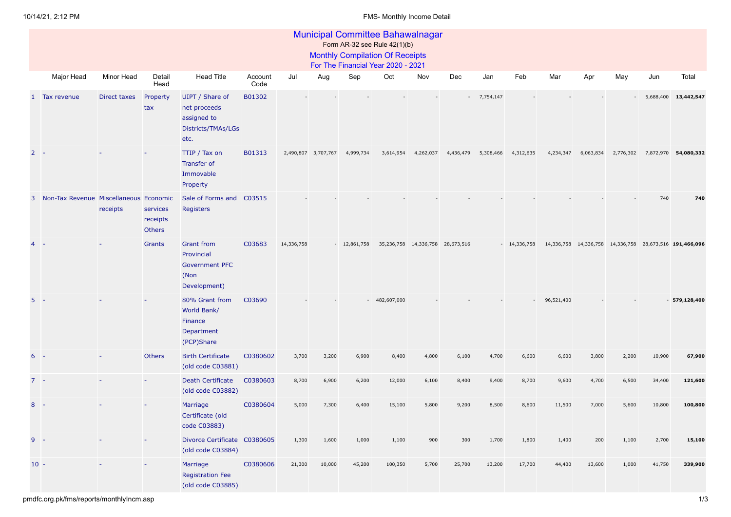# Municipal Committee Bahawalnagar

Form AR-32 see Rule 42(1)(b)

## Monthly Compilation Of Receipts

### For The Financial Year 2020 - 2021

| | Major Head | Minor Head | Detail Head | Head Title | Account Code | Jul | Aug | Sep | Oct | Nov | Dec | Jan | Feb | Mar | Apr | May | Jun | Total |
|---|---|---|---|---|---|---|---|---|---|---|---|---|---|---|---|---|---|---|
| 1 | Tax revenue | Direct taxes | Property tax | UIPT / Share of net proceeds assigned to Districts/TMAs/LGs etc. | B01302 | - | - | - | - | - | - | 7,754,147 | - | - | - | - | 5,688,400 | **13,442,547** |
| 2 | - | - | - | TTIP / Tax on Transfer of Immovable Property | B01313 | 2,490,807 | 3,707,767 | 4,999,734 | 3,614,954 | 4,262,037 | 4,436,479 | 5,308,466 | 4,312,635 | 4,234,347 | 6,063,834 | 2,776,302 | 7,872,970 | **54,080,332** |
| 3 | Non-Tax Revenue | Miscellaneous receipts | Economic services receipts Others | Sale of Forms and Registers | C03515 | - | - | - | - | - | - | - | - | - | - | - | 740 | **740** |
| 4 | - | - | Grants | Grant from Provincial Government PFC (Non Development) | C03683 | 14,336,758 | - | 12,861,758 | 35,236,758 | 14,336,758 | 28,673,516 | - | 14,336,758 | 14,336,758 | 14,336,758 | 14,336,758 | 28,673,516 | **191,466,096** |
| 5 | - | - | - | 80% Grant from World Bank/ Finance Department (PCP)Share | C03690 | - | - | - | 482,607,000 | - | - | - | - | 96,521,400 | - | - | - | **579,128,400** |
| 6 | - | - | Others | Birth Certificate (old code C03881) | C0380602 | 3,700 | 3,200 | 6,900 | 8,400 | 4,800 | 6,100 | 4,700 | 6,600 | 6,600 | 3,800 | 2,200 | 10,900 | **67,900** |
| 7 | - | - | - | Death Certificate (old code C03882) | C0380603 | 8,700 | 6,900 | 6,200 | 12,000 | 6,100 | 8,400 | 9,400 | 8,700 | 9,600 | 4,700 | 6,500 | 34,400 | **121,600** |
| 8 | - | - | - | Marriage Certificate (old code C03883) | C0380604 | 5,000 | 7,300 | 6,400 | 15,100 | 5,800 | 9,200 | 8,500 | 8,600 | 11,500 | 7,000 | 5,600 | 10,800 | **100,800** |
| 9 | - | - | - | Divorce Certificate (old code C03884) | C0380605 | 1,300 | 1,600 | 1,000 | 1,100 | 900 | 300 | 1,700 | 1,800 | 1,400 | 200 | 1,100 | 2,700 | **15,100** |
| 10 | - | - | - | Marriage Registration Fee (old code C03885) | C0380606 | 21,300 | 10,000 | 45,200 | 100,350 | 5,700 | 25,700 | 13,200 | 17,700 | 44,400 | 13,600 | 1,000 | 41,750 | **339,900** |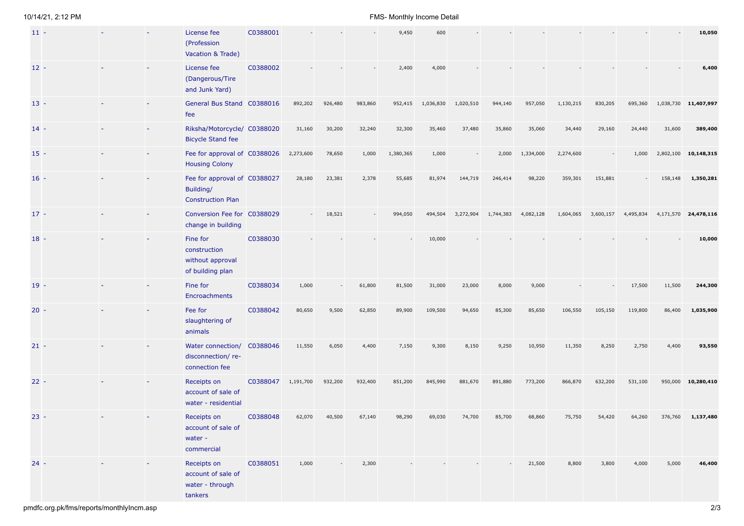| | | | | | | | | | | | | | | | | | | |
|---|---|---|---|---|---|---|---|---|---|---|---|---|---|---|---|---|---|---|
| 11 | - | - | - | License fee (Profession Vacation & Trade) | C0388001 | - | - | - | 9,450 | 600 | - | - | - | - | - | - | - | **10,050** |
| 12 | - | - | - | License fee (Dangerous/Tire and Junk Yard) | C0388002 | - | - | - | 2,400 | 4,000 | - | - | - | - | - | - | - | **6,400** |
| 13 | - | - | - | General Bus Stand fee | C0388016 | 892,202 | 926,480 | 983,860 | 952,415 | 1,036,830 | 1,020,510 | 944,140 | 957,050 | 1,130,215 | 830,205 | 695,360 | 1,038,730 | **11,407,997** |
| 14 | - | - | - | Riksha/Motorcycle/ Bicycle Stand fee | C0388020 | 31,160 | 30,200 | 32,240 | 32,300 | 35,460 | 37,480 | 35,860 | 35,060 | 34,440 | 29,160 | 24,440 | 31,600 | **389,400** |
| 15 | - | - | - | Fee for approval of Housing Colony | C0388026 | 2,273,600 | 78,650 | 1,000 | 1,380,365 | 1,000 | - | 2,000 | 1,334,000 | 2,274,600 | - | 1,000 | 2,802,100 | **10,148,315** |
| 16 | - | - | - | Fee for approval of Building/ Construction Plan | C0388027 | 28,180 | 23,381 | 2,378 | 55,685 | 81,974 | 144,719 | 246,414 | 98,220 | 359,301 | 151,881 | - | 158,148 | **1,350,281** |
| 17 | - | - | - | Conversion Fee for change in building | C0388029 | - | 18,521 | - | 994,050 | 494,504 | 3,272,904 | 1,744,383 | 4,082,128 | 1,604,065 | 3,600,157 | 4,495,834 | 4,171,570 | **24,478,116** |
| 18 | - | - | - | Fine for construction without approval of building plan | C0388030 | - | - | - | - | 10,000 | - | - | - | - | - | - | - | **10,000** |
| 19 | - | - | - | Fine for Encroachments | C0388034 | 1,000 | - | 61,800 | 81,500 | 31,000 | 23,000 | 8,000 | 9,000 | - | - | 17,500 | 11,500 | **244,300** |
| 20 | - | - | - | Fee for slaughtering of animals | C0388042 | 80,650 | 9,500 | 62,850 | 89,900 | 109,500 | 94,650 | 85,300 | 85,650 | 106,550 | 105,150 | 119,800 | 86,400 | **1,035,900** |
| 21 | - | - | - | Water connection/ disconnection/ re-connection fee | C0388046 | 11,550 | 6,050 | 4,400 | 7,150 | 9,300 | 8,150 | 9,250 | 10,950 | 11,350 | 8,250 | 2,750 | 4,400 | **93,550** |
| 22 | - | - | - | Receipts on account of sale of water - residential | C0388047 | 1,191,700 | 932,200 | 932,400 | 851,200 | 845,990 | 881,670 | 891,880 | 773,200 | 866,870 | 632,200 | 531,100 | 950,000 | **10,280,410** |
| 23 | - | - | - | Receipts on account of sale of water - commercial | C0388048 | 62,070 | 40,500 | 67,140 | 98,290 | 69,030 | 74,700 | 85,700 | 68,860 | 75,750 | 54,420 | 64,260 | 376,760 | **1,137,480** |
| 24 | - | - | - | Receipts on account of sale of water - through tankers | C0388051 | 1,000 | - | 2,300 | - | - | - | - | 21,500 | 8,800 | 3,800 | 4,000 | 5,000 | **46,400** |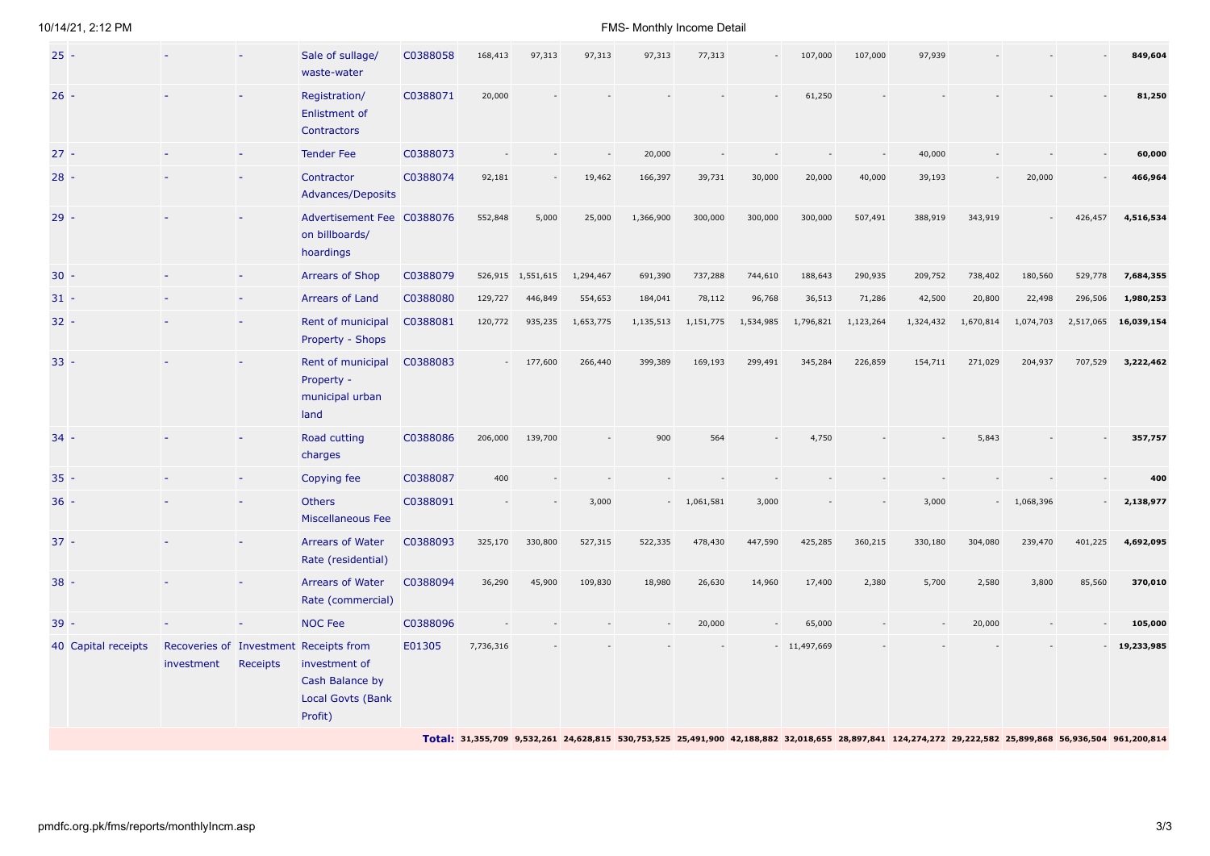| | | | | | | | | | | | | | | | | | | |
|---|---|---|---|---|---|---|---|---|---|---|---|---|---|---|---|---|---|---|
| 25 | - | - | - | Sale of sullage/ waste-water | C0388058 | 168,413 | 97,313 | 97,313 | 97,313 | 77,313 | - | 107,000 | 107,000 | 97,939 | - | - | - | 849,604 |
| 26 | - | - | - | Registration/ Enlistment of Contractors | C0388071 | 20,000 | - | - | - | - | - | 61,250 | - | - | - | - | - | 81,250 |
| 27 | - | - | - | Tender Fee | C0388073 | - | - | - | 20,000 | - | - | - | - | 40,000 | - | - | - | 60,000 |
| 28 | - | - | - | Contractor Advances/Deposits | C0388074 | 92,181 | - | 19,462 | 166,397 | 39,731 | 30,000 | 20,000 | 40,000 | 39,193 | - | 20,000 | - | 466,964 |
| 29 | - | - | - | Advertisement Fee on billboards/ hoardings | C0388076 | 552,848 | 5,000 | 25,000 | 1,366,900 | 300,000 | 300,000 | 300,000 | 507,491 | 388,919 | 343,919 | - | 426,457 | 4,516,534 |
| 30 | - | - | - | Arrears of Shop | C0388079 | 526,915 | 1,551,615 | 1,294,467 | 691,390 | 737,288 | 744,610 | 188,643 | 290,935 | 209,752 | 738,402 | 180,560 | 529,778 | 7,684,355 |
| 31 | - | - | - | Arrears of Land | C0388080 | 129,727 | 446,849 | 554,653 | 184,041 | 78,112 | 96,768 | 36,513 | 71,286 | 42,500 | 20,800 | 22,498 | 296,506 | 1,980,253 |
| 32 | - | - | - | Rent of municipal Property - Shops | C0388081 | 120,772 | 935,235 | 1,653,775 | 1,135,513 | 1,151,775 | 1,534,985 | 1,796,821 | 1,123,264 | 1,324,432 | 1,670,814 | 1,074,703 | 2,517,065 | 16,039,154 |
| 33 | - | - | - | Rent of municipal Property - municipal urban land | C0388083 | - | 177,600 | 266,440 | 399,389 | 169,193 | 299,491 | 345,284 | 226,859 | 154,711 | 271,029 | 204,937 | 707,529 | 3,222,462 |
| 34 | - | - | - | Road cutting charges | C0388086 | 206,000 | 139,700 | - | 900 | 564 | - | 4,750 | - | - | 5,843 | - | - | 357,757 |
| 35 | - | - | - | Copying fee | C0388087 | 400 | - | - | - | - | - | - | - | - | - | - | - | 400 |
| 36 | - | - | - | Others Miscellaneous Fee | C0388091 | - | - | 3,000 | - | 1,061,581 | 3,000 | - | - | 3,000 | - | 1,068,396 | - | 2,138,977 |
| 37 | - | - | - | Arrears of Water Rate (residential) | C0388093 | 325,170 | 330,800 | 527,315 | 522,335 | 478,430 | 447,590 | 425,285 | 360,215 | 330,180 | 304,080 | 239,470 | 401,225 | 4,692,095 |
| 38 | - | - | - | Arrears of Water Rate (commercial) | C0388094 | 36,290 | 45,900 | 109,830 | 18,980 | 26,630 | 14,960 | 17,400 | 2,380 | 5,700 | 2,580 | 3,800 | 85,560 | 370,010 |
| 39 | - | - | - | NOC Fee | C0388096 | - | - | - | - | 20,000 | - | 65,000 | - | - | 20,000 | - | - | 105,000 |
| 40 | Capital receipts | Recoveries of investment | Investment Receipts | Receipts from investment of Cash Balance by Local Govts (Bank Profit) | E01305 | 7,736,316 | - | - | - | - | - | 11,497,669 | - | - | - | - | - | 19,233,985 |
| | | | | | **Total:** | **31,355,709** | **9,532,261** | **24,628,815** | **530,753,525** | **25,491,900** | **42,188,882** | **32,018,655** | **28,897,841** | **124,274,272** | **29,222,582** | **25,899,868** | **56,936,504** | **961,200,814** |